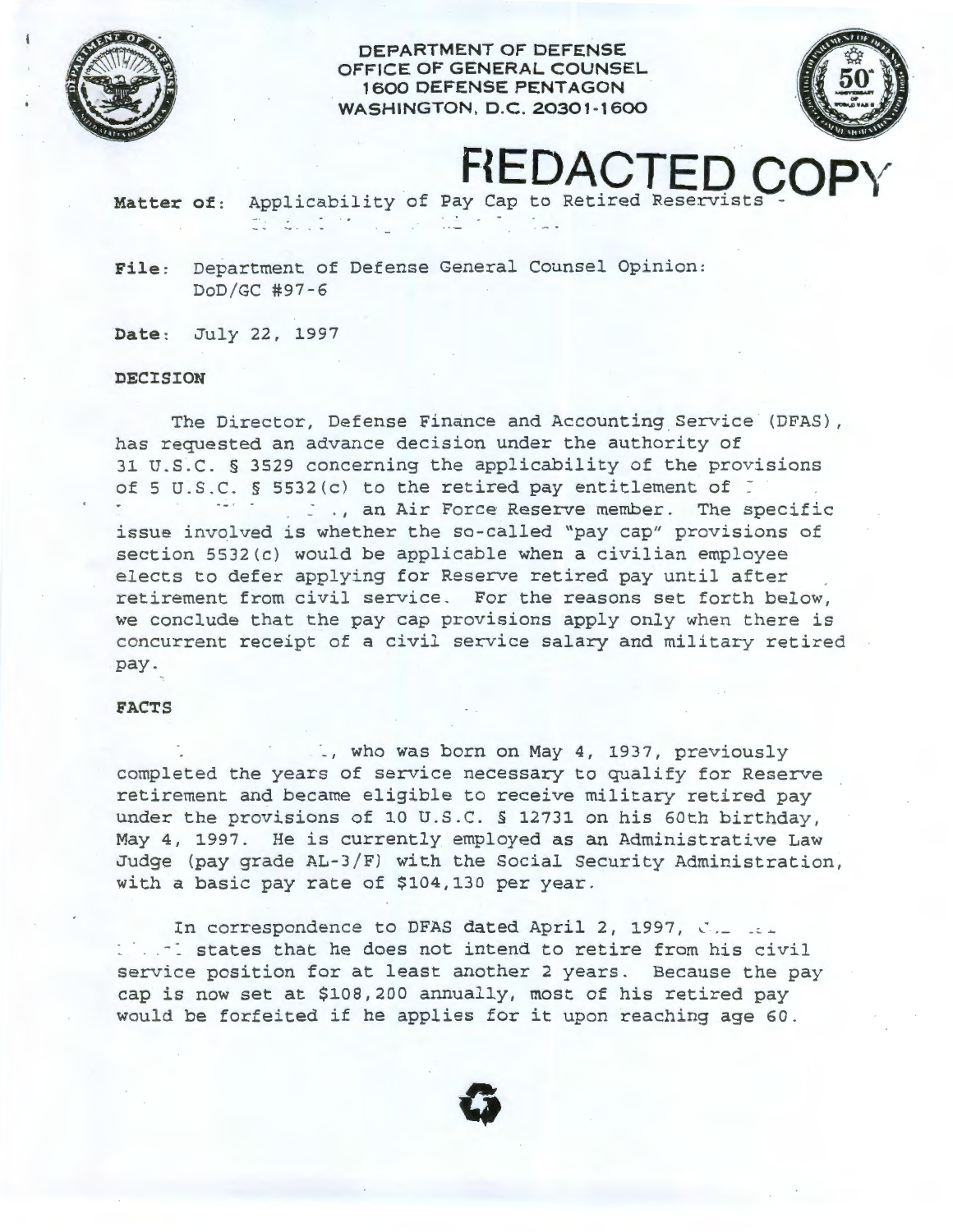DEPARTMENT OF DEFENSE
OFFICE OF GENERAL COUNSEL
1600 DEFENSE PENTAGON
WASHINGTON, D.C. 20301-1600

# REDACTED COPY

**Matter of:** Applicability of Pay Cap to Retired Reservists -

**File:** Department of Defense General Counsel Opinion: DoD/GC #97-6

**Date:** July 22, 1997

**DECISION**

The Director, Defense Finance and Accounting Service (DFAS), has requested an advance decision under the authority of 31 U.S.C. § 3529 concerning the applicability of the provisions of 5 U.S.C. § 5532(c) to the retired pay entitlement of , an Air Force Reserve member. The specific issue involved is whether the so-called "pay cap" provisions of section 5532(c) would be applicable when a civilian employee elects to defer applying for Reserve retired pay until after retirement from civil service. For the reasons set forth below, we conclude that the pay cap provisions apply only when there is concurrent receipt of a civil service salary and military retired pay.

**FACTS**

, who was born on May 4, 1937, previously completed the years of service necessary to qualify for Reserve retirement and became eligible to receive military retired pay under the provisions of 10 U.S.C. § 12731 on his 60th birthday, May 4, 1997. He is currently employed as an Administrative Law Judge (pay grade AL-3/F) with the Social Security Administration, with a basic pay rate of $104,130 per year.

In correspondence to DFAS dated April 2, 1997, states that he does not intend to retire from his civil service position for at least another 2 years. Because the pay cap is now set at $108,200 annually, most of his retired pay would be forfeited if he applies for it upon reaching age 60.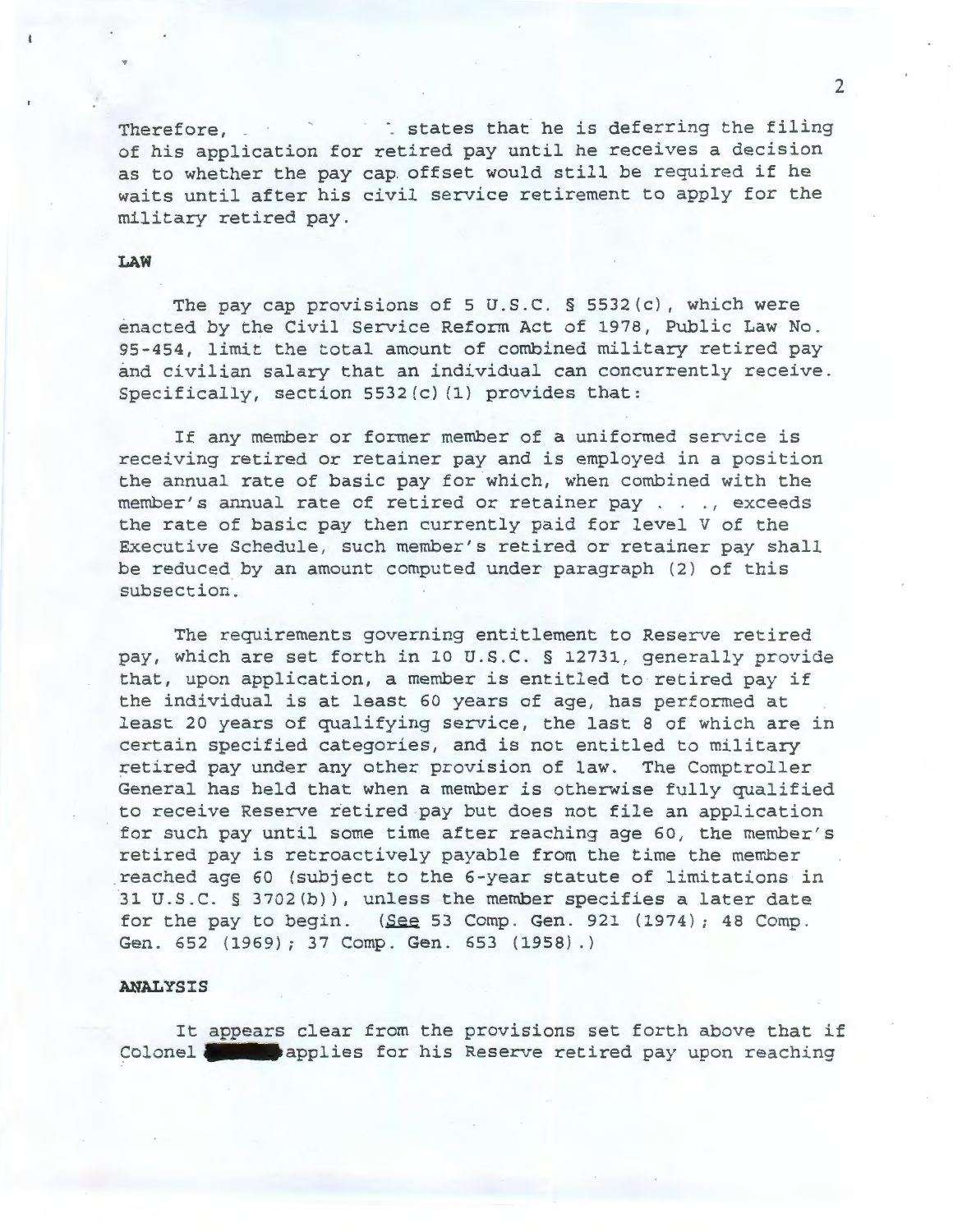Therefore, states that he is deferring the filing of his application for retired pay until he receives a decision as to whether the pay cap offset would still be required if he waits until after his civil service retirement to apply for the military retired pay.

**LAW**

The pay cap provisions of 5 U.S.C. § 5532(c), which were enacted by the Civil Service Reform Act of 1978, Public Law No. 95-454, limit the total amount of combined military retired pay and civilian salary that an individual can concurrently receive. Specifically, section 5532(c)(1) provides that:

> If any member or former member of a uniformed service is receiving retired or retainer pay and is employed in a position the annual rate of basic pay for which, when combined with the member's annual rate of retired or retainer pay . . ., exceeds the rate of basic pay then currently paid for level V of the Executive Schedule, such member's retired or retainer pay shall be reduced by an amount computed under paragraph (2) of this subsection.

The requirements governing entitlement to Reserve retired pay, which are set forth in 10 U.S.C. § 12731, generally provide that, upon application, a member is entitled to retired pay if the individual is at least 60 years of age, has performed at least 20 years of qualifying service, the last 8 of which are in certain specified categories, and is not entitled to military retired pay under any other provision of law. The Comptroller General has held that when a member is otherwise fully qualified to receive Reserve retired pay but does not file an application for such pay until some time after reaching age 60, the member's retired pay is retroactively payable from the time the member reached age 60 (subject to the 6-year statute of limitations in 31 U.S.C. § 3702(b)), unless the member specifies a later date for the pay to begin. (*See* 53 Comp. Gen. 921 (1974); 48 Comp. Gen. 652 (1969); 37 Comp. Gen. 653 (1958).)

**ANALYSIS**

It appears clear from the provisions set forth above that if Colonel applies for his Reserve retired pay upon reaching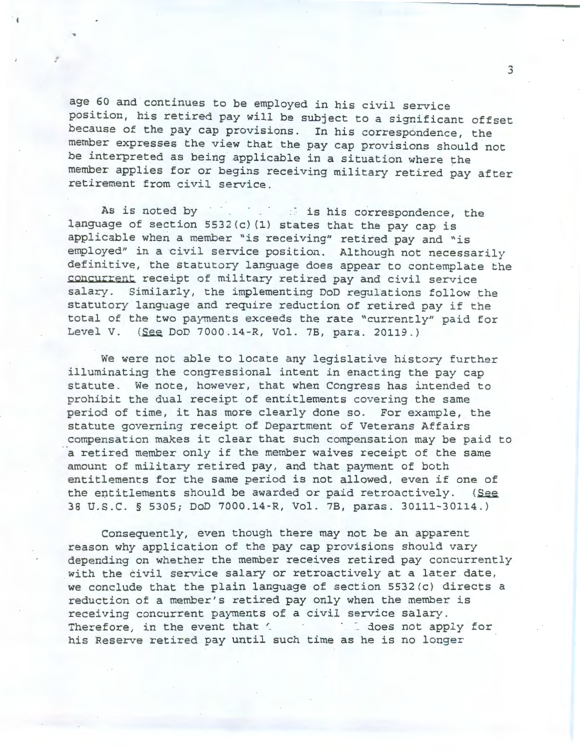age 60 and continues to be employed in his civil service position, his retired pay will be subject to a significant offset because of the pay cap provisions. In his correspondence, the member expresses the view that the pay cap provisions should not be interpreted as being applicable in a situation where the member applies for or begins receiving military retired pay after retirement from civil service.

As is noted by [redacted] is his correspondence, the language of section 5532(c)(1) states that the pay cap is applicable when a member "is receiving" retired pay and "is employed" in a civil service position. Although not necessarily definitive, the statutory language does appear to contemplate the <u>concurrent</u> receipt of military retired pay and civil service salary. Similarly, the implementing DoD regulations follow the statutory language and require reduction of retired pay if the total of the two payments exceeds the rate "currently" paid for Level V. (<u>See</u> DoD 7000.14-R, Vol. 7B, para. 20119.)

We were not able to locate any legislative history further illuminating the congressional intent in enacting the pay cap statute. We note, however, that when Congress has intended to prohibit the dual receipt of entitlements covering the same period of time, it has more clearly done so. For example, the statute governing receipt of Department of Veterans Affairs compensation makes it clear that such compensation may be paid to a retired member only if the member waives receipt of the same amount of military retired pay, and that payment of both entitlements for the same period is not allowed, even if one of the entitlements should be awarded or paid retroactively. (<u>See</u> 38 U.S.C. § 5305; DoD 7000.14-R, Vol. 7B, paras. 30111-30114.)

Consequently, even though there may not be an apparent reason why application of the pay cap provisions should vary depending on whether the member receives retired pay concurrently with the civil service salary or retroactively at a later date, we conclude that the plain language of section 5532(c) directs a reduction of a member's retired pay only when the member is receiving concurrent payments of a civil service salary. Therefore, in the event that [redacted] does not apply for his Reserve retired pay until such time as he is no longer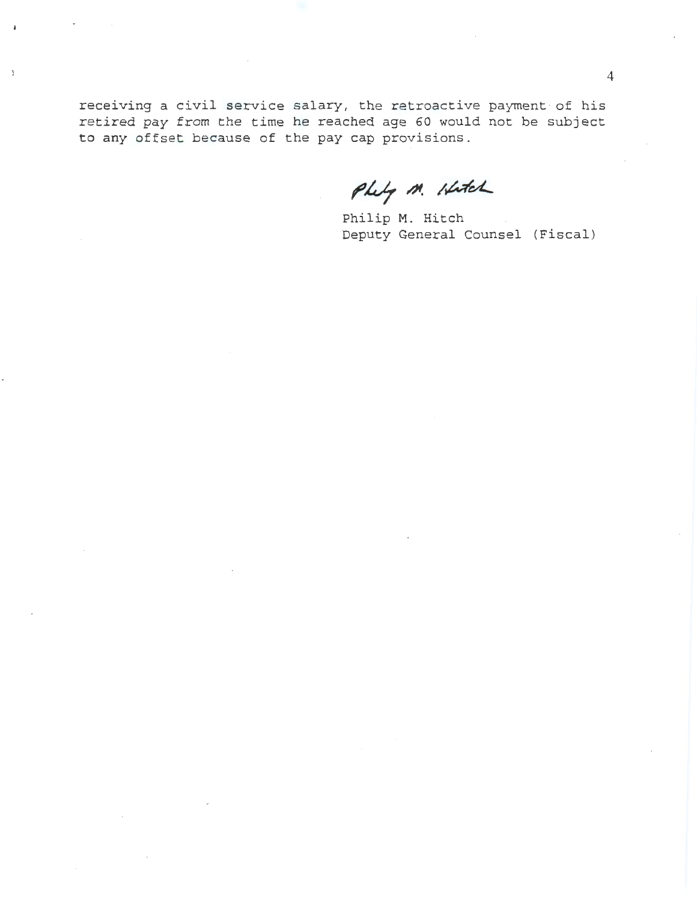receiving a civil service salary, the retroactive payment of his retired pay from the time he reached age 60 would not be subject to any offset because of the pay cap provisions.

Philip M. Hitch
Deputy General Counsel (Fiscal)